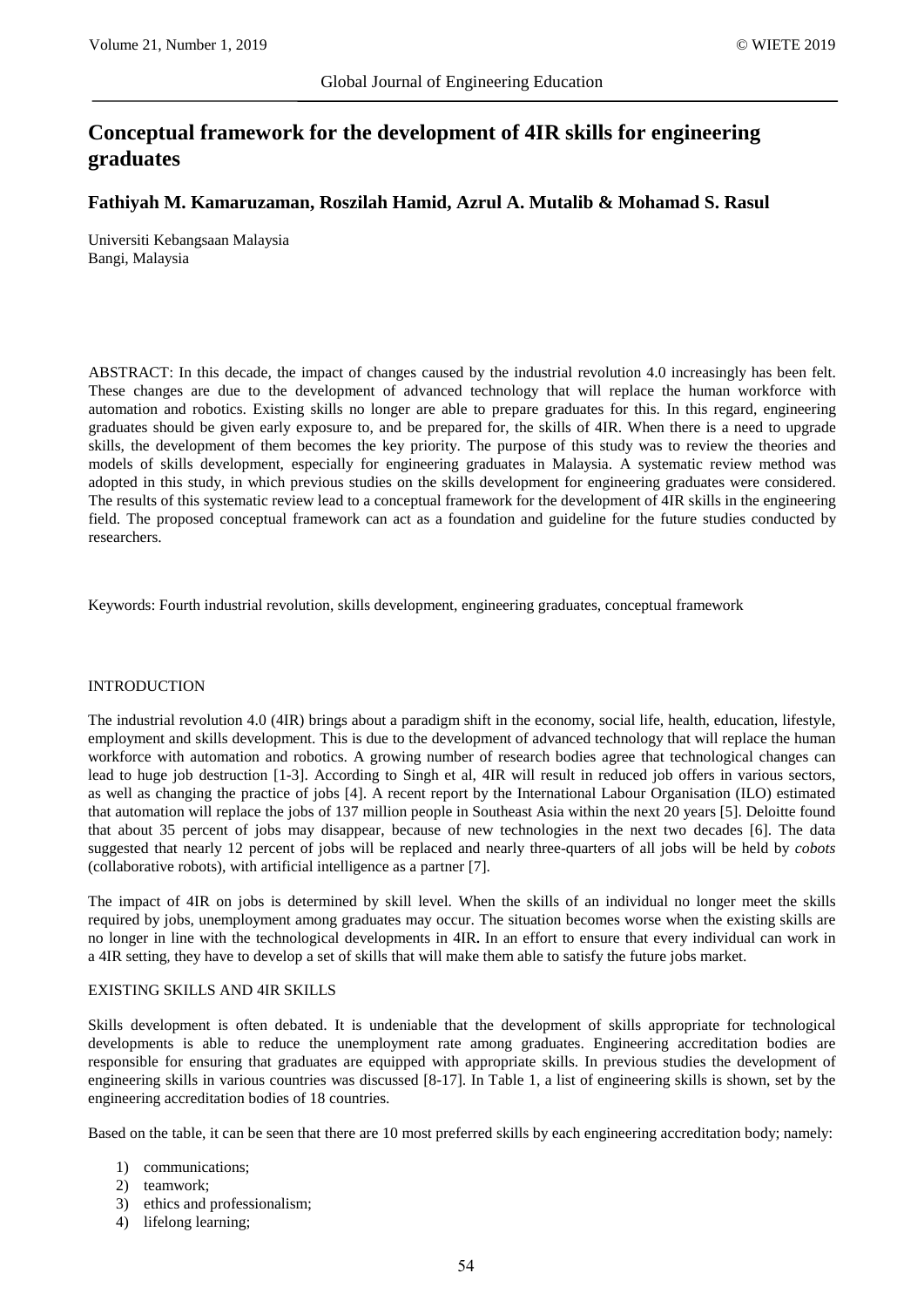# Conceptual framework for the development of 4IR skills for engineering graduates

**Fathiyah M. Kamaruzaman, Roszilah Hamid, Azrul A. Mutalib & Mohamad S. Rasul**

Universiti Kebangsaan Malaysia
Bangi, Malaysia

ABSTRACT: In this decade, the impact of changes caused by the industrial revolution 4.0 increasingly has been felt. These changes are due to the development of advanced technology that will replace the human workforce with automation and robotics. Existing skills no longer are able to prepare graduates for this. In this regard, engineering graduates should be given early exposure to, and be prepared for, the skills of 4IR. When there is a need to upgrade skills, the development of them becomes the key priority. The purpose of this study was to review the theories and models of skills development, especially for engineering graduates in Malaysia. A systematic review method was adopted in this study, in which previous studies on the skills development for engineering graduates were considered. The results of this systematic review lead to a conceptual framework for the development of 4IR skills in the engineering field. The proposed conceptual framework can act as a foundation and guideline for the future studies conducted by researchers.

Keywords: Fourth industrial revolution, skills development, engineering graduates, conceptual framework

## INTRODUCTION

The industrial revolution 4.0 (4IR) brings about a paradigm shift in the economy, social life, health, education, lifestyle, employment and skills development. This is due to the development of advanced technology that will replace the human workforce with automation and robotics. A growing number of research bodies agree that technological changes can lead to huge job destruction [1-3]. According to Singh et al, 4IR will result in reduced job offers in various sectors, as well as changing the practice of jobs [4]. A recent report by the International Labour Organisation (ILO) estimated that automation will replace the jobs of 137 million people in Southeast Asia within the next 20 years [5]. Deloitte found that about 35 percent of jobs may disappear, because of new technologies in the next two decades [6]. The data suggested that nearly 12 percent of jobs will be replaced and nearly three-quarters of all jobs will be held by *cobots* (collaborative robots), with artificial intelligence as a partner [7].

The impact of 4IR on jobs is determined by skill level. When the skills of an individual no longer meet the skills required by jobs, unemployment among graduates may occur. The situation becomes worse when the existing skills are no longer in line with the technological developments in 4IR**.** In an effort to ensure that every individual can work in a 4IR setting, they have to develop a set of skills that will make them able to satisfy the future jobs market.

## EXISTING SKILLS AND 4IR SKILLS

Skills development is often debated. It is undeniable that the development of skills appropriate for technological developments is able to reduce the unemployment rate among graduates. Engineering accreditation bodies are responsible for ensuring that graduates are equipped with appropriate skills. In previous studies the development of engineering skills in various countries was discussed [8-17]. In Table 1, a list of engineering skills is shown, set by the engineering accreditation bodies of 18 countries.

Based on the table, it can be seen that there are 10 most preferred skills by each engineering accreditation body; namely:

1) communications;
2) teamwork;
3) ethics and professionalism;
4) lifelong learning;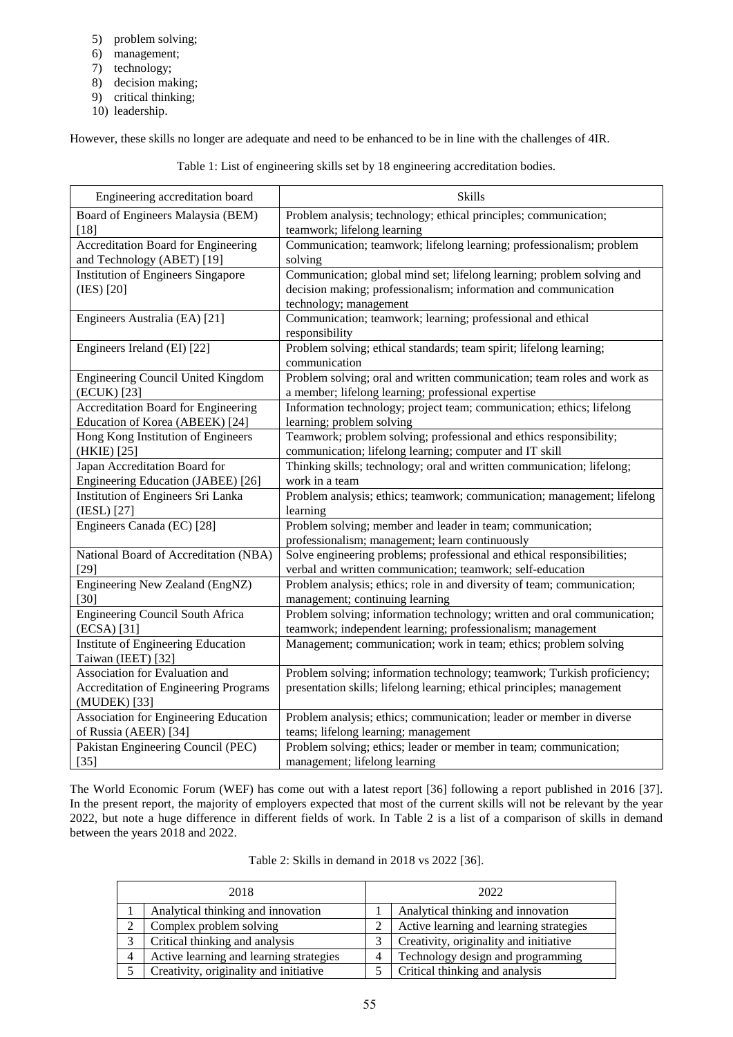5) problem solving;
6) management;
7) technology;
8) decision making;
9) critical thinking;
10) leadership.

However, these skills no longer are adequate and need to be enhanced to be in line with the challenges of 4IR.

Table 1: List of engineering skills set by 18 engineering accreditation bodies.

| Engineering accreditation board | Skills |
|---|---|
| Board of Engineers Malaysia (BEM) [18] | Problem analysis; technology; ethical principles; communication; teamwork; lifelong learning |
| Accreditation Board for Engineering and Technology (ABET) [19] | Communication; teamwork; lifelong learning; professionalism; problem solving |
| Institution of Engineers Singapore (IES) [20] | Communication; global mind set; lifelong learning; problem solving and decision making; professionalism; information and communication technology; management |
| Engineers Australia (EA) [21] | Communication; teamwork; learning; professional and ethical responsibility |
| Engineers Ireland (EI) [22] | Problem solving; ethical standards; team spirit; lifelong learning; communication |
| Engineering Council United Kingdom (ECUK) [23] | Problem solving; oral and written communication; team roles and work as a member; lifelong learning; professional expertise |
| Accreditation Board for Engineering Education of Korea (ABEEK) [24] | Information technology; project team; communication; ethics; lifelong learning; problem solving |
| Hong Kong Institution of Engineers (HKIE) [25] | Teamwork; problem solving; professional and ethics responsibility; communication; lifelong learning; computer and IT skill |
| Japan Accreditation Board for Engineering Education (JABEE) [26] | Thinking skills; technology; oral and written communication; lifelong; work in a team |
| Institution of Engineers Sri Lanka (IESL) [27] | Problem analysis; ethics; teamwork; communication; management; lifelong learning |
| Engineers Canada (EC) [28] | Problem solving; member and leader in team; communication; professionalism; management; learn continuously |
| National Board of Accreditation (NBA) [29] | Solve engineering problems; professional and ethical responsibilities; verbal and written communication; teamwork; self-education |
| Engineering New Zealand (EngNZ) [30] | Problem analysis; ethics; role in and diversity of team; communication; management; continuing learning |
| Engineering Council South Africa (ECSA) [31] | Problem solving; information technology; written and oral communication; teamwork; independent learning; professionalism; management |
| Institute of Engineering Education Taiwan (IEET) [32] | Management; communication; work in team; ethics; problem solving |
| Association for Evaluation and Accreditation of Engineering Programs (MUDEK) [33] | Problem solving; information technology; teamwork; Turkish proficiency; presentation skills; lifelong learning; ethical principles; management |
| Association for Engineering Education of Russia (AEER) [34] | Problem analysis; ethics; communication; leader or member in diverse teams; lifelong learning; management |
| Pakistan Engineering Council (PEC) [35] | Problem solving; ethics; leader or member in team; communication; management; lifelong learning |

The World Economic Forum (WEF) has come out with a latest report [36] following a report published in 2016 [37]. In the present report, the majority of employers expected that most of the current skills will not be relevant by the year 2022, but note a huge difference in different fields of work. In Table 2 is a list of a comparison of skills in demand between the years 2018 and 2022.

Table 2: Skills in demand in 2018 vs 2022 [36].

| 2018 | | 2022 | |
|---|---|---|---|
| 1 | Analytical thinking and innovation | 1 | Analytical thinking and innovation |
| 2 | Complex problem solving | 2 | Active learning and learning strategies |
| 3 | Critical thinking and analysis | 3 | Creativity, originality and initiative |
| 4 | Active learning and learning strategies | 4 | Technology design and programming |
| 5 | Creativity, originality and initiative | 5 | Critical thinking and analysis |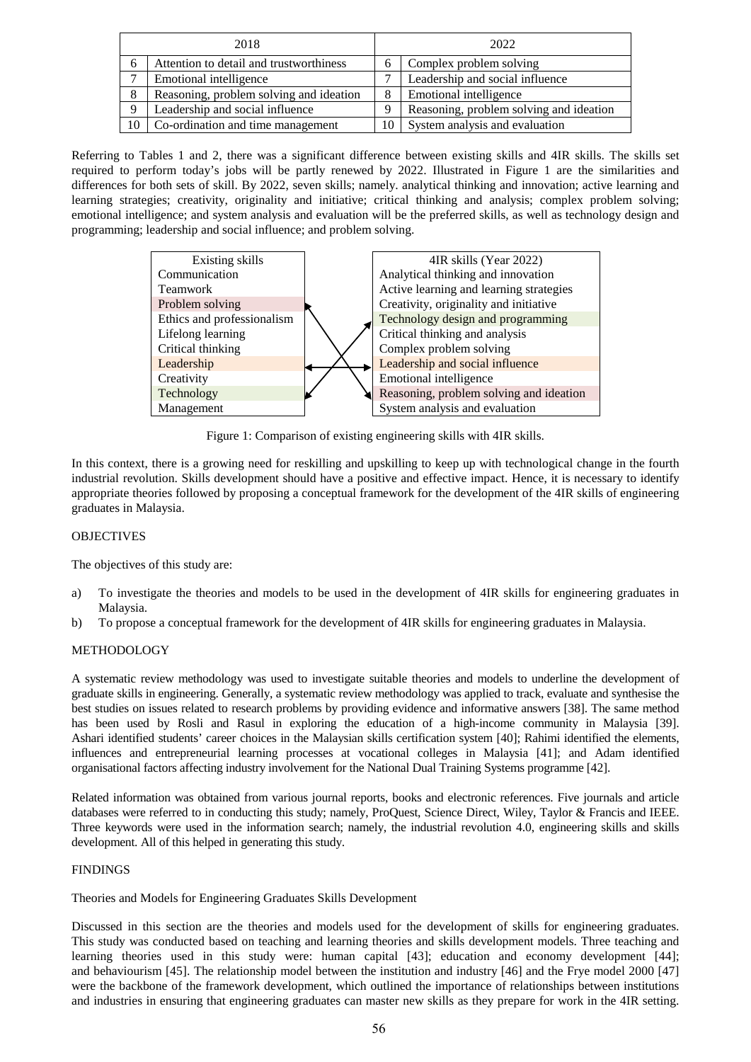| 2018 | | 2022 | |
|---|---|---|---|
| 6 | Attention to detail and trustworthiness | 6 | Complex problem solving |
| 7 | Emotional intelligence | 7 | Leadership and social influence |
| 8 | Reasoning, problem solving and ideation | 8 | Emotional intelligence |
| 9 | Leadership and social influence | 9 | Reasoning, problem solving and ideation |
| 10 | Co-ordination and time management | 10 | System analysis and evaluation |

Referring to Tables 1 and 2, there was a significant difference between existing skills and 4IR skills. The skills set required to perform today's jobs will be partly renewed by 2022. Illustrated in Figure 1 are the similarities and differences for both sets of skill. By 2022, seven skills; namely. analytical thinking and innovation; active learning and learning strategies; creativity, originality and initiative; critical thinking and analysis; complex problem solving; emotional intelligence; and system analysis and evaluation will be the preferred skills, as well as technology design and programming; leadership and social influence; and problem solving.

| Existing skills | 4IR skills (Year 2022) |
|---|---|
| Communication | Analytical thinking and innovation |
| Teamwork | Active learning and learning strategies |
| Problem solving | Creativity, originality and initiative |
| Ethics and professionalism | Technology design and programming |
| Lifelong learning | Critical thinking and analysis |
| Critical thinking | Complex problem solving |
| Leadership | Leadership and social influence |
| Creativity | Emotional intelligence |
| Technology | Reasoning, problem solving and ideation |
| Management | System analysis and evaluation |

Figure 1: Comparison of existing engineering skills with 4IR skills.

In this context, there is a growing need for reskilling and upskilling to keep up with technological change in the fourth industrial revolution. Skills development should have a positive and effective impact. Hence, it is necessary to identify appropriate theories followed by proposing a conceptual framework for the development of the 4IR skills of engineering graduates in Malaysia.

## OBJECTIVES

The objectives of this study are:

a) To investigate the theories and models to be used in the development of 4IR skills for engineering graduates in Malaysia.
b) To propose a conceptual framework for the development of 4IR skills for engineering graduates in Malaysia.

## METHODOLOGY

A systematic review methodology was used to investigate suitable theories and models to underline the development of graduate skills in engineering. Generally, a systematic review methodology was applied to track, evaluate and synthesise the best studies on issues related to research problems by providing evidence and informative answers [38]. The same method has been used by Rosli and Rasul in exploring the education of a high-income community in Malaysia [39]. Ashari identified students' career choices in the Malaysian skills certification system [40]; Rahimi identified the elements, influences and entrepreneurial learning processes at vocational colleges in Malaysia [41]; and Adam identified organisational factors affecting industry involvement for the National Dual Training Systems programme [42].

Related information was obtained from various journal reports, books and electronic references. Five journals and article databases were referred to in conducting this study; namely, ProQuest, Science Direct, Wiley, Taylor & Francis and IEEE. Three keywords were used in the information search; namely, the industrial revolution 4.0, engineering skills and skills development. All of this helped in generating this study.

## FINDINGS

### Theories and Models for Engineering Graduates Skills Development

Discussed in this section are the theories and models used for the development of skills for engineering graduates. This study was conducted based on teaching and learning theories and skills development models. Three teaching and learning theories used in this study were: human capital [43]; education and economy development [44]; and behaviourism [45]. The relationship model between the institution and industry [46] and the Frye model 2000 [47] were the backbone of the framework development, which outlined the importance of relationships between institutions and industries in ensuring that engineering graduates can master new skills as they prepare for work in the 4IR setting.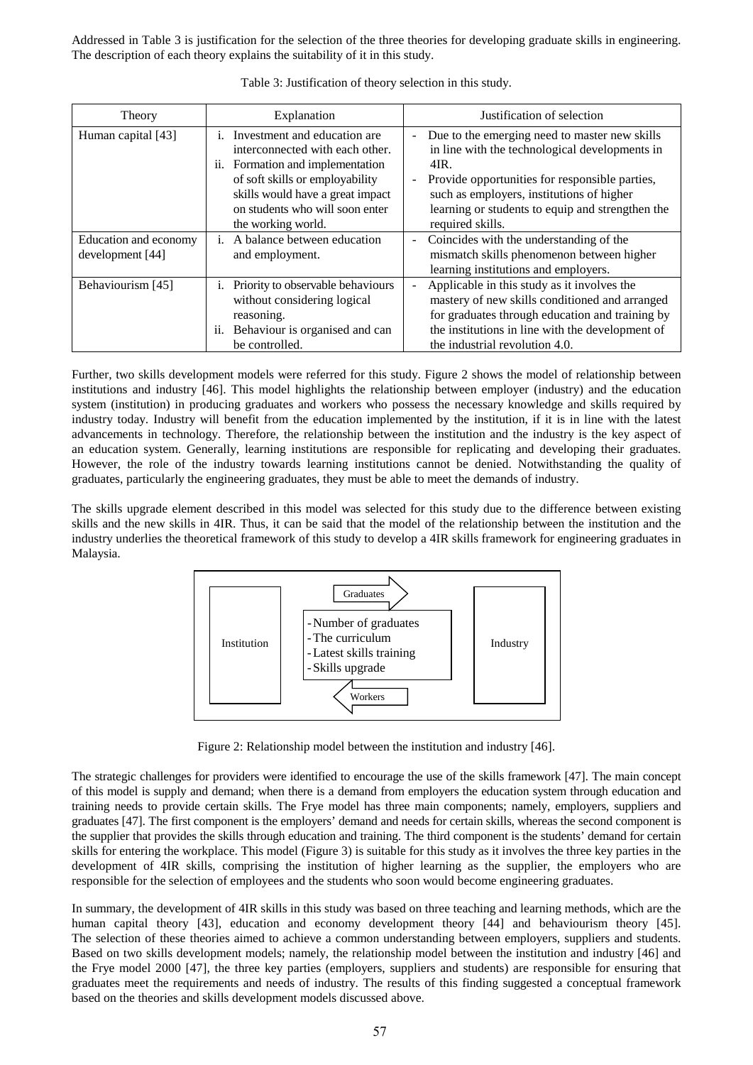Addressed in Table 3 is justification for the selection of the three theories for developing graduate skills in engineering. The description of each theory explains the suitability of it in this study.

Table 3: Justification of theory selection in this study.

| Theory | Explanation | Justification of selection |
|---|---|---|
| Human capital [43] | i. Investment and education are interconnected with each other. ii. Formation and implementation of soft skills or employability skills would have a great impact on students who will soon enter the working world. | - Due to the emerging need to master new skills in line with the technological developments in 4IR. - Provide opportunities for responsible parties, such as employers, institutions of higher learning or students to equip and strengthen the required skills. |
| Education and economy development [44] | i. A balance between education and employment. | - Coincides with the understanding of the mismatch skills phenomenon between higher learning institutions and employers. |
| Behaviourism [45] | i. Priority to observable behaviours without considering logical reasoning. ii. Behaviour is organised and can be controlled. | - Applicable in this study as it involves the mastery of new skills conditioned and arranged for graduates through education and training by the institutions in line with the development of the industrial revolution 4.0. |

Further, two skills development models were referred for this study. Figure 2 shows the model of relationship between institutions and industry [46]. This model highlights the relationship between employer (industry) and the education system (institution) in producing graduates and workers who possess the necessary knowledge and skills required by industry today. Industry will benefit from the education implemented by the institution, if it is in line with the latest advancements in technology. Therefore, the relationship between the institution and the industry is the key aspect of an education system. Generally, learning institutions are responsible for replicating and developing their graduates. However, the role of the industry towards learning institutions cannot be denied. Notwithstanding the quality of graduates, particularly the engineering graduates, they must be able to meet the demands of industry.

The skills upgrade element described in this model was selected for this study due to the difference between existing skills and the new skills in 4IR. Thus, it can be said that the model of the relationship between the institution and the industry underlies the theoretical framework of this study to develop a 4IR skills framework for engineering graduates in Malaysia.

Institution | Graduates → | Industry

- Number of graduates
- The curriculum
- Latest skills training
- Skills upgrade

← Workers

Figure 2: Relationship model between the institution and industry [46].

The strategic challenges for providers were identified to encourage the use of the skills framework [47]. The main concept of this model is supply and demand; when there is a demand from employers the education system through education and training needs to provide certain skills. The Frye model has three main components; namely, employers, suppliers and graduates [47]. The first component is the employers' demand and needs for certain skills, whereas the second component is the supplier that provides the skills through education and training. The third component is the students' demand for certain skills for entering the workplace. This model (Figure 3) is suitable for this study as it involves the three key parties in the development of 4IR skills, comprising the institution of higher learning as the supplier, the employers who are responsible for the selection of employees and the students who soon would become engineering graduates.

In summary, the development of 4IR skills in this study was based on three teaching and learning methods, which are the human capital theory [43], education and economy development theory [44] and behaviourism theory [45]. The selection of these theories aimed to achieve a common understanding between employers, suppliers and students. Based on two skills development models; namely, the relationship model between the institution and industry [46] and the Frye model 2000 [47], the three key parties (employers, suppliers and students) are responsible for ensuring that graduates meet the requirements and needs of industry. The results of this finding suggested a conceptual framework based on the theories and skills development models discussed above.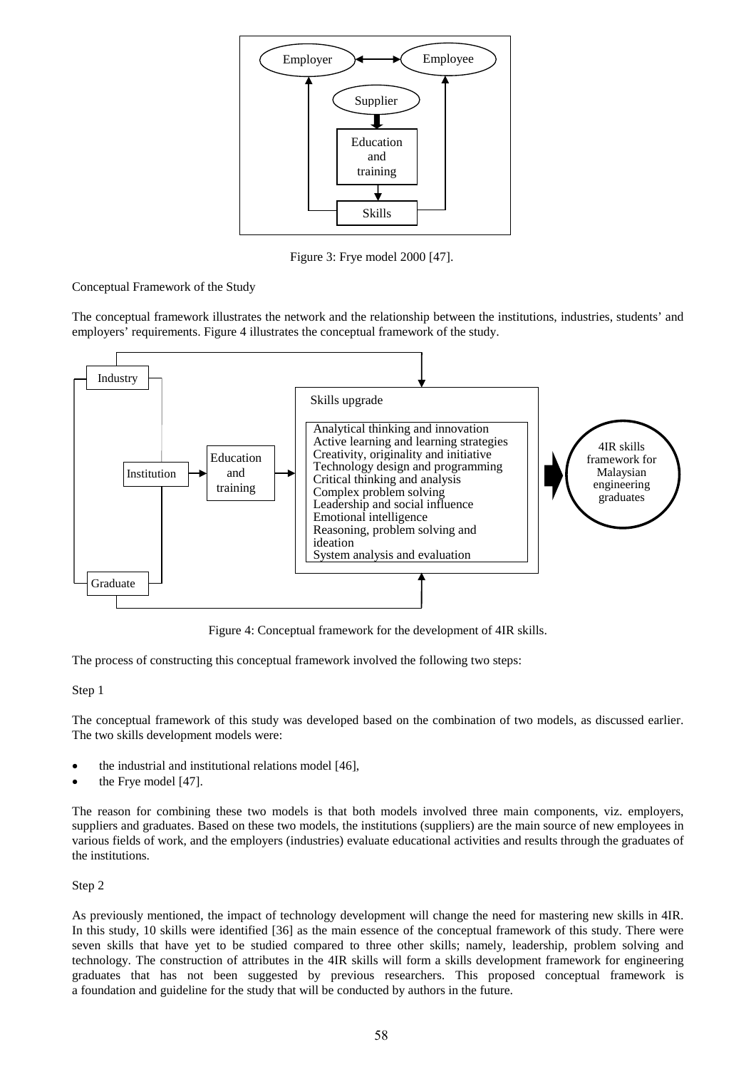Figure 3: Frye model 2000 [47].

Conceptual Framework of the Study

The conceptual framework illustrates the network and the relationship between the institutions, industries, students' and employers' requirements. Figure 4 illustrates the conceptual framework of the study.

Figure 4: Conceptual framework for the development of 4IR skills.

The process of constructing this conceptual framework involved the following two steps:

Step 1

The conceptual framework of this study was developed based on the combination of two models, as discussed earlier. The two skills development models were:

- the industrial and institutional relations model [46],
- the Frye model [47].

The reason for combining these two models is that both models involved three main components, viz. employers, suppliers and graduates. Based on these two models, the institutions (suppliers) are the main source of new employees in various fields of work, and the employers (industries) evaluate educational activities and results through the graduates of the institutions.

Step 2

As previously mentioned, the impact of technology development will change the need for mastering new skills in 4IR. In this study, 10 skills were identified [36] as the main essence of the conceptual framework of this study. There were seven skills that have yet to be studied compared to three other skills; namely, leadership, problem solving and technology. The construction of attributes in the 4IR skills will form a skills development framework for engineering graduates that has not been suggested by previous researchers. This proposed conceptual framework is a foundation and guideline for the study that will be conducted by authors in the future.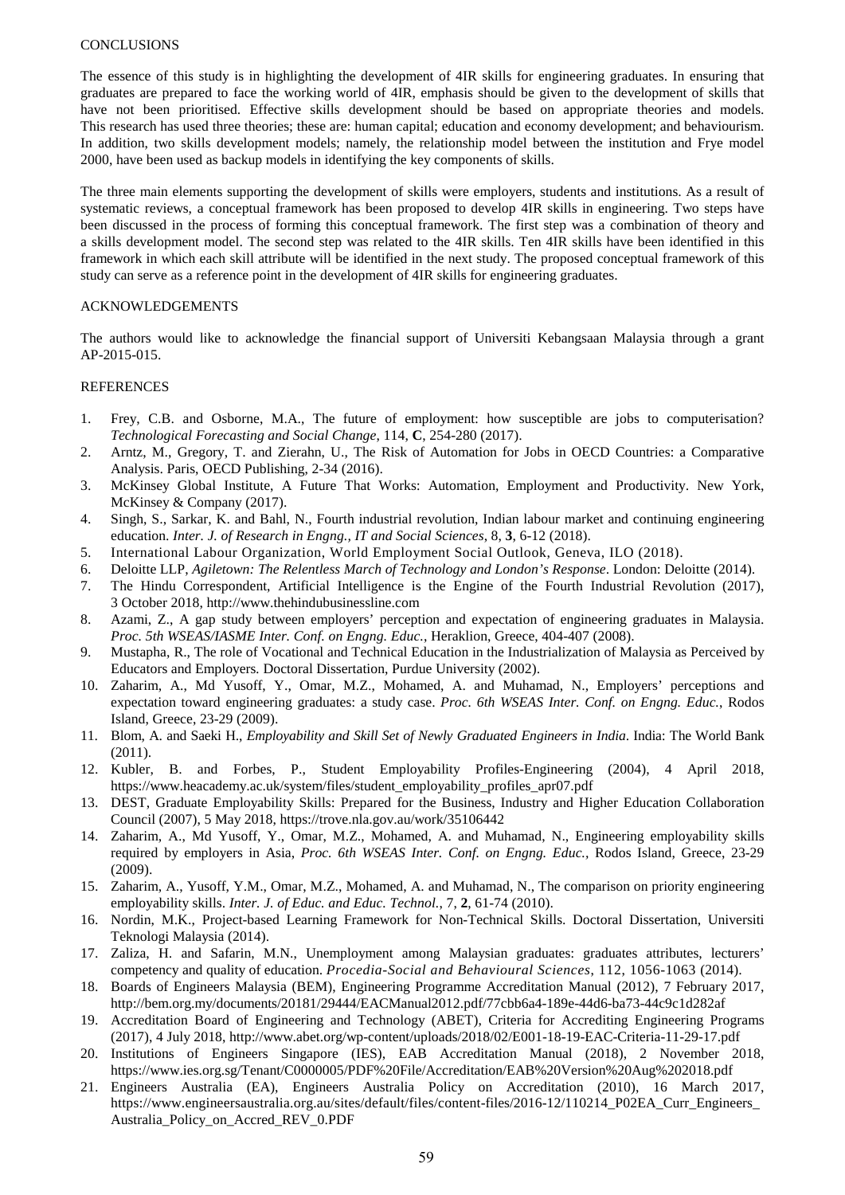## CONCLUSIONS

The essence of this study is in highlighting the development of 4IR skills for engineering graduates. In ensuring that graduates are prepared to face the working world of 4IR, emphasis should be given to the development of skills that have not been prioritised. Effective skills development should be based on appropriate theories and models. This research has used three theories; these are: human capital; education and economy development; and behaviourism. In addition, two skills development models; namely, the relationship model between the institution and Frye model 2000, have been used as backup models in identifying the key components of skills.

The three main elements supporting the development of skills were employers, students and institutions. As a result of systematic reviews, a conceptual framework has been proposed to develop 4IR skills in engineering. Two steps have been discussed in the process of forming this conceptual framework. The first step was a combination of theory and a skills development model. The second step was related to the 4IR skills. Ten 4IR skills have been identified in this framework in which each skill attribute will be identified in the next study. The proposed conceptual framework of this study can serve as a reference point in the development of 4IR skills for engineering graduates.

## ACKNOWLEDGEMENTS

The authors would like to acknowledge the financial support of Universiti Kebangsaan Malaysia through a grant AP-2015-015.

## REFERENCES

1. Frey, C.B. and Osborne, M.A., The future of employment: how susceptible are jobs to computerisation? *Technological Forecasting and Social Change*, 114, **C**, 254-280 (2017).
2. Arntz, M., Gregory, T. and Zierahn, U., The Risk of Automation for Jobs in OECD Countries: a Comparative Analysis. Paris, OECD Publishing, 2-34 (2016).
3. McKinsey Global Institute, A Future That Works: Automation, Employment and Productivity. New York, McKinsey & Company (2017).
4. Singh, S., Sarkar, K. and Bahl, N., Fourth industrial revolution, Indian labour market and continuing engineering education. *Inter. J. of Research in Engng., IT and Social Sciences*, 8, **3**, 6-12 (2018).
5. International Labour Organization, World Employment Social Outlook, Geneva, ILO (2018).
6. Deloitte LLP, *Agiletown: The Relentless March of Technology and London's Response*. London: Deloitte (2014).
7. The Hindu Correspondent, Artificial Intelligence is the Engine of the Fourth Industrial Revolution (2017), 3 October 2018, http://www.thehindubusinessline.com
8. Azami, Z., A gap study between employers' perception and expectation of engineering graduates in Malaysia. *Proc. 5th WSEAS/IASME Inter. Conf. on Engng. Educ.*, Heraklion, Greece, 404-407 (2008).
9. Mustapha, R., The role of Vocational and Technical Education in the Industrialization of Malaysia as Perceived by Educators and Employers. Doctoral Dissertation, Purdue University (2002).
10. Zaharim, A., Md Yusoff, Y., Omar, M.Z., Mohamed, A. and Muhamad, N., Employers' perceptions and expectation toward engineering graduates: a study case. *Proc. 6th WSEAS Inter. Conf. on Engng. Educ.*, Rodos Island, Greece, 23-29 (2009).
11. Blom, A. and Saeki H., *Employability and Skill Set of Newly Graduated Engineers in India*. India: The World Bank (2011).
12. Kubler, B. and Forbes, P., Student Employability Profiles-Engineering (2004), 4 April 2018, https://www.heacademy.ac.uk/system/files/student_employability_profiles_apr07.pdf
13. DEST, Graduate Employability Skills: Prepared for the Business, Industry and Higher Education Collaboration Council (2007), 5 May 2018, https://trove.nla.gov.au/work/35106442
14. Zaharim, A., Md Yusoff, Y., Omar, M.Z., Mohamed, A. and Muhamad, N., Engineering employability skills required by employers in Asia, *Proc. 6th WSEAS Inter. Conf. on Engng. Educ.*, Rodos Island, Greece, 23-29 (2009).
15. Zaharim, A., Yusoff, Y.M., Omar, M.Z., Mohamed, A. and Muhamad, N., The comparison on priority engineering employability skills. *Inter. J. of Educ. and Educ. Technol.*, 7, **2**, 61-74 (2010).
16. Nordin, M.K., Project-based Learning Framework for Non-Technical Skills. Doctoral Dissertation, Universiti Teknologi Malaysia (2014).
17. Zaliza, H. and Safarin, M.N., Unemployment among Malaysian graduates: graduates attributes, lecturers' competency and quality of education. *Procedia-Social and Behavioural Sciences*, 112, 1056-1063 (2014).
18. Boards of Engineers Malaysia (BEM), Engineering Programme Accreditation Manual (2012), 7 February 2017, http://bem.org.my/documents/20181/29444/EACManual2012.pdf/77cbb6a4-189e-44d6-ba73-44c9c1d282af
19. Accreditation Board of Engineering and Technology (ABET), Criteria for Accrediting Engineering Programs (2017), 4 July 2018, http://www.abet.org/wp-content/uploads/2018/02/E001-18-19-EAC-Criteria-11-29-17.pdf
20. Institutions of Engineers Singapore (IES), EAB Accreditation Manual (2018), 2 November 2018, https://www.ies.org.sg/Tenant/C0000005/PDF%20File/Accreditation/EAB%20Version%20Aug%202018.pdf
21. Engineers Australia (EA), Engineers Australia Policy on Accreditation (2010), 16 March 2017, https://www.engineersaustralia.org.au/sites/default/files/content-files/2016-12/110214_P02EA_Curr_Engineers_Australia_Policy_on_Accred_REV_0.PDF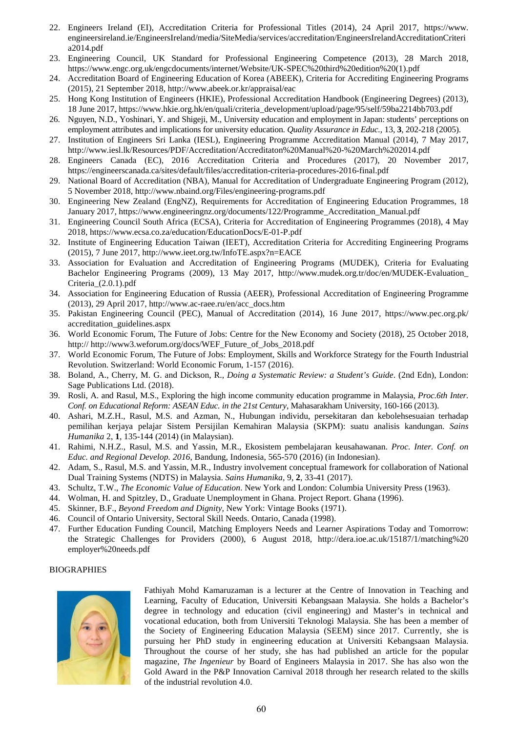22. Engineers Ireland (EI), Accreditation Criteria for Professional Titles (2014), 24 April 2017, https://www.engineersireland.ie/EngineersIreland/media/SiteMedia/services/accreditation/EngineersIrelandAccreditationCriteria2014.pdf
23. Engineering Council, UK Standard for Professional Engineering Competence (2013), 28 March 2018, https://www.engc.org.uk/engcdocuments/internet/Website/UK-SPEC%20third%20edition%20(1).pdf
24. Accreditation Board of Engineering Education of Korea (ABEEK), Criteria for Accrediting Engineering Programs (2015), 21 September 2018, http://www.abeek.or.kr/appraisal/eac
25. Hong Kong Institution of Engineers (HKIE), Professional Accreditation Handbook (Engineering Degrees) (2013), 18 June 2017, https://www.hkie.org.hk/en/quali/criteria_development/upload/page/95/self/59ba2214bb703.pdf
26. Nguyen, N.D., Yoshinari, Y. and Shigeji, M., University education and employment in Japan: students' perceptions on employment attributes and implications for university education. *Quality Assurance in Educ.*, 13, **3**, 202-218 (2005).
27. Institution of Engineers Sri Lanka (IESL), Engineering Programme Accreditation Manual (2014), 7 May 2017, http://www.iesl.lk/Resources/PDF/Accreditation/Accreditaton%20Manual%20-%20March%202014.pdf
28. Engineers Canada (EC), 2016 Accreditation Criteria and Procedures (2017), 20 November 2017, https://engineerscanada.ca/sites/default/files/accreditation-criteria-procedures-2016-final.pdf
29. National Board of Accreditation (NBA), Manual for Accreditation of Undergraduate Engineering Program (2012), 5 November 2018, http://www.nbaind.org/Files/engineering-programs.pdf
30. Engineering New Zealand (EngNZ), Requirements for Accreditation of Engineering Education Programmes, 18 January 2017, https://www.engineeringnz.org/documents/122/Programme_Accreditation_Manual.pdf
31. Engineering Council South Africa (ECSA), Criteria for Accreditation of Engineering Programmes (2018), 4 May 2018, https://www.ecsa.co.za/education/EducationDocs/E-01-P.pdf
32. Institute of Engineering Education Taiwan (IEET), Accreditation Criteria for Accrediting Engineering Programs (2015), 7 June 2017, http://www.ieet.org.tw/InfoTE.aspx?n=EACE
33. Association for Evaluation and Accreditation of Engineering Programs (MUDEK), Criteria for Evaluating Bachelor Engineering Programs (2009), 13 May 2017, http://www.mudek.org.tr/doc/en/MUDEK-Evaluation_Criteria_(2.0.1).pdf
34. Association for Engineering Education of Russia (AEER), Professional Accreditation of Engineering Programme (2013), 29 April 2017, http://www.ac-raee.ru/en/acc_docs.htm
35. Pakistan Engineering Council (PEC), Manual of Accreditation (2014), 16 June 2017, https://www.pec.org.pk/accreditation_guidelines.aspx
36. World Economic Forum, The Future of Jobs: Centre for the New Economy and Society (2018), 25 October 2018, http:// http://www3.weforum.org/docs/WEF_Future_of_Jobs_2018.pdf
37. World Economic Forum, The Future of Jobs: Employment, Skills and Workforce Strategy for the Fourth Industrial Revolution. Switzerland: World Economic Forum, 1-157 (2016).
38. Boland, A., Cherry, M. G. and Dickson, R., *Doing a Systematic Review: a Student's Guide*. (2nd Edn), London: Sage Publications Ltd. (2018).
39. Rosli, A. and Rasul, M.S., Exploring the high income community education programme in Malaysia, *Proc.6th Inter. Conf. on Educational Reform: ASEAN Educ. in the 21st Century*, Mahasarakham University, 160-166 (2013).
40. Ashari, M.Z.H., Rasul, M.S. and Azman, N., Hubungan individu, persekitaran dan kebolehsesuaian terhadap pemilihan kerjaya pelajar Sistem Persijilan Kemahiran Malaysia (SKPM): suatu analisis kandungan. *Sains Humanika* 2, **1**, 135-144 (2014) (in Malaysian).
41. Rahimi, N.H.Z., Rasul, M.S. and Yassin, M.R., Ekosistem pembelajaran keusahawanan. *Proc. Inter. Conf. on Educ. and Regional Develop. 2016*, Bandung, Indonesia, 565-570 (2016) (in Indonesian).
42. Adam, S., Rasul, M.S. and Yassin, M.R., Industry involvement conceptual framework for collaboration of National Dual Training Systems (NDTS) in Malaysia. *Sains Humanika*, 9, **2**, 33-41 (2017).
43. Schultz, T.W., *The Economic Value of Education*. New York and London: Columbia University Press (1963).
44. Wolman, H. and Spitzley, D., Graduate Unemployment in Ghana. Project Report. Ghana (1996).
45. Skinner, B.F., *Beyond Freedom and Dignity*, New York: Vintage Books (1971).
46. Council of Ontario University, Sectoral Skill Needs. Ontario, Canada (1998).
47. Further Education Funding Council, Matching Employers Needs and Learner Aspirations Today and Tomorrow: the Strategic Challenges for Providers (2000), 6 August 2018, http://dera.ioe.ac.uk/15187/1/matching%20employer%20needs.pdf

BIOGRAPHIES

Fathiyah Mohd Kamaruzaman is a lecturer at the Centre of Innovation in Teaching and Learning, Faculty of Education, Universiti Kebangsaan Malaysia. She holds a Bachelor's degree in technology and education (civil engineering) and Master's in technical and vocational education, both from Universiti Teknologi Malaysia. She has been a member of the Society of Engineering Education Malaysia (SEEM) since 2017. Currently, she is pursuing her PhD study in engineering education at Universiti Kebangsaan Malaysia. Throughout the course of her study, she has had published an article for the popular magazine, *The Ingenieur* by Board of Engineers Malaysia in 2017. She has also won the Gold Award in the P&P Innovation Carnival 2018 through her research related to the skills of the industrial revolution 4.0.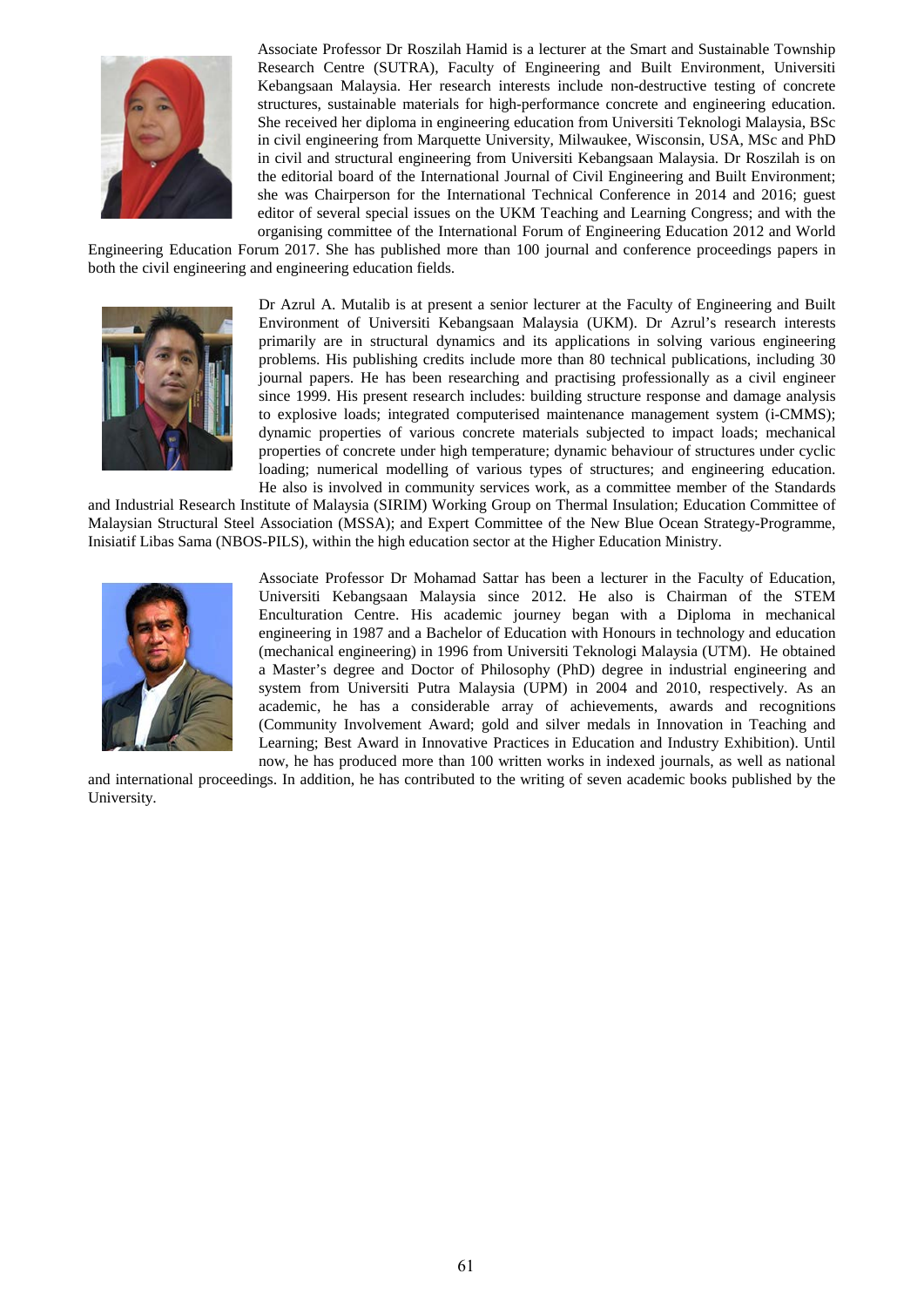Associate Professor Dr Roszilah Hamid is a lecturer at the Smart and Sustainable Township Research Centre (SUTRA), Faculty of Engineering and Built Environment, Universiti Kebangsaan Malaysia. Her research interests include non-destructive testing of concrete structures, sustainable materials for high-performance concrete and engineering education. She received her diploma in engineering education from Universiti Teknologi Malaysia, BSc in civil engineering from Marquette University, Milwaukee, Wisconsin, USA, MSc and PhD in civil and structural engineering from Universiti Kebangsaan Malaysia. Dr Roszilah is on the editorial board of the International Journal of Civil Engineering and Built Environment; she was Chairperson for the International Technical Conference in 2014 and 2016; guest editor of several special issues on the UKM Teaching and Learning Congress; and with the organising committee of the International Forum of Engineering Education 2012 and World Engineering Education Forum 2017. She has published more than 100 journal and conference proceedings papers in both the civil engineering and engineering education fields.

Dr Azrul A. Mutalib is at present a senior lecturer at the Faculty of Engineering and Built Environment of Universiti Kebangsaan Malaysia (UKM). Dr Azrul's research interests primarily are in structural dynamics and its applications in solving various engineering problems. His publishing credits include more than 80 technical publications, including 30 journal papers. He has been researching and practising professionally as a civil engineer since 1999. His present research includes: building structure response and damage analysis to explosive loads; integrated computerised maintenance management system (i-CMMS); dynamic properties of various concrete materials subjected to impact loads; mechanical properties of concrete under high temperature; dynamic behaviour of structures under cyclic loading; numerical modelling of various types of structures; and engineering education. He also is involved in community services work, as a committee member of the Standards and Industrial Research Institute of Malaysia (SIRIM) Working Group on Thermal Insulation; Education Committee of Malaysian Structural Steel Association (MSSA); and Expert Committee of the New Blue Ocean Strategy-Programme, Inisiatif Libas Sama (NBOS-PILS), within the high education sector at the Higher Education Ministry.

Associate Professor Dr Mohamad Sattar has been a lecturer in the Faculty of Education, Universiti Kebangsaan Malaysia since 2012. He also is Chairman of the STEM Enculturation Centre. His academic journey began with a Diploma in mechanical engineering in 1987 and a Bachelor of Education with Honours in technology and education (mechanical engineering) in 1996 from Universiti Teknologi Malaysia (UTM). He obtained a Master's degree and Doctor of Philosophy (PhD) degree in industrial engineering and system from Universiti Putra Malaysia (UPM) in 2004 and 2010, respectively. As an academic, he has a considerable array of achievements, awards and recognitions (Community Involvement Award; gold and silver medals in Innovation in Teaching and Learning; Best Award in Innovative Practices in Education and Industry Exhibition). Until now, he has produced more than 100 written works in indexed journals, as well as national and international proceedings. In addition, he has contributed to the writing of seven academic books published by the University.